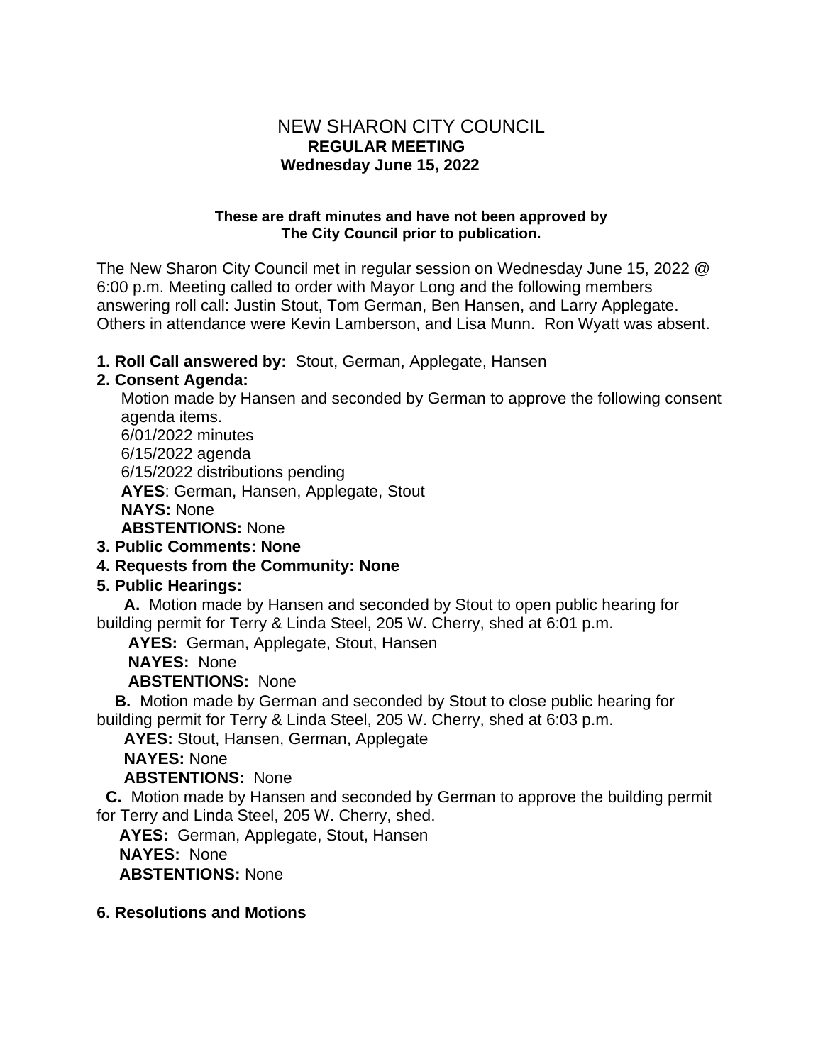# NEW SHARON CITY COUNCIL
## REGULAR MEETING
## Wednesday June 15, 2022

**These are draft minutes and have not been approved by The City Council prior to publication.**

The New Sharon City Council met in regular session on Wednesday June 15, 2022 @ 6:00 p.m. Meeting called to order with Mayor Long and the following members answering roll call: Justin Stout, Tom German, Ben Hansen, and Larry Applegate. Others in attendance were Kevin Lamberson, and Lisa Munn. Ron Wyatt was absent.

**1. Roll Call answered by:** Stout, German, Applegate, Hansen

**2. Consent Agenda:**

Motion made by Hansen and seconded by German to approve the following consent agenda items.
6/01/2022 minutes
6/15/2022 agenda
6/15/2022 distributions pending
**AYES**: German, Hansen, Applegate, Stout
**NAYS:** None
**ABSTENTIONS:** None

**3. Public Comments: None**

**4. Requests from the Community: None**

**5. Public Hearings:**

**A.** Motion made by Hansen and seconded by Stout to open public hearing for building permit for Terry & Linda Steel, 205 W. Cherry, shed at 6:01 p.m.
**AYES:** German, Applegate, Stout, Hansen
**NAYES:** None
**ABSTENTIONS:** None

**B.** Motion made by German and seconded by Stout to close public hearing for building permit for Terry & Linda Steel, 205 W. Cherry, shed at 6:03 p.m.
**AYES:** Stout, Hansen, German, Applegate
**NAYES:** None
**ABSTENTIONS:** None

**C.** Motion made by Hansen and seconded by German to approve the building permit for Terry and Linda Steel, 205 W. Cherry, shed.
**AYES:** German, Applegate, Stout, Hansen
**NAYES:** None
**ABSTENTIONS:** None

**6. Resolutions and Motions**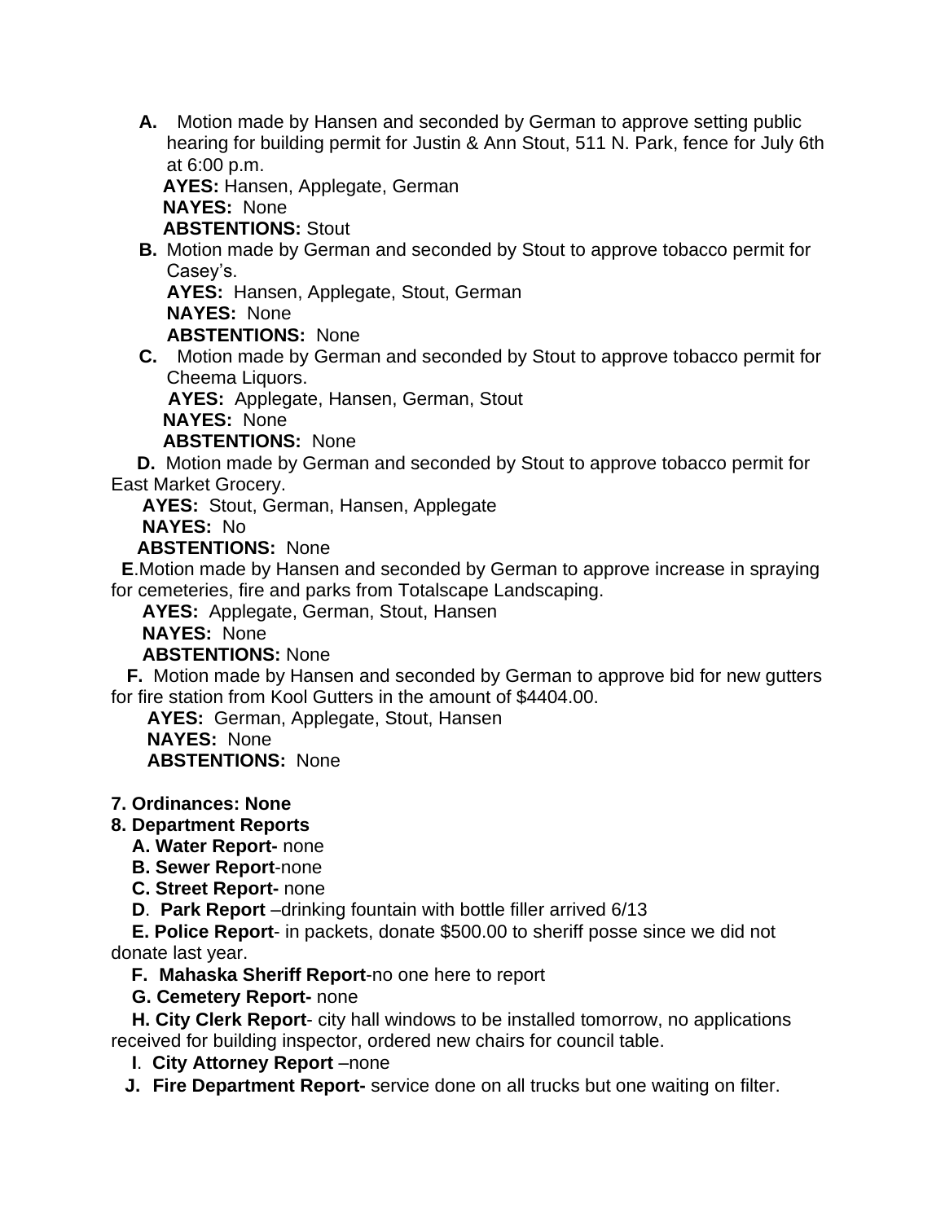**A.** Motion made by Hansen and seconded by German to approve setting public hearing for building permit for Justin & Ann Stout, 511 N. Park, fence for July 6th at 6:00 p.m.

**AYES:** Hansen, Applegate, German
**NAYES:** None
**ABSTENTIONS:** Stout

**B.** Motion made by German and seconded by Stout to approve tobacco permit for Casey's.

**AYES:** Hansen, Applegate, Stout, German
**NAYES:** None
**ABSTENTIONS:** None

**C.** Motion made by German and seconded by Stout to approve tobacco permit for Cheema Liquors.

**AYES:** Applegate, Hansen, German, Stout
**NAYES:** None
**ABSTENTIONS:** None

**D.** Motion made by German and seconded by Stout to approve tobacco permit for East Market Grocery.

**AYES:** Stout, German, Hansen, Applegate
**NAYES:** No
**ABSTENTIONS:** None

**E**.Motion made by Hansen and seconded by German to approve increase in spraying for cemeteries, fire and parks from Totalscape Landscaping.

**AYES:** Applegate, German, Stout, Hansen
**NAYES:** None
**ABSTENTIONS:** None

**F.** Motion made by Hansen and seconded by German to approve bid for new gutters for fire station from Kool Gutters in the amount of $4404.00.

**AYES:** German, Applegate, Stout, Hansen
**NAYES:** None
**ABSTENTIONS:** None

**7. Ordinances: None**

**8. Department Reports**

**A. Water Report-** none

**B. Sewer Report**-none

**C. Street Report-** none

**D**. **Park Report** –drinking fountain with bottle filler arrived 6/13

**E. Police Report**- in packets, donate $500.00 to sheriff posse since we did not donate last year.

**F. Mahaska Sheriff Report**-no one here to report

**G. Cemetery Report-** none

**H. City Clerk Report**- city hall windows to be installed tomorrow, no applications received for building inspector, ordered new chairs for council table.

**I**. **City Attorney Report** –none

**J. Fire Department Report-** service done on all trucks but one waiting on filter.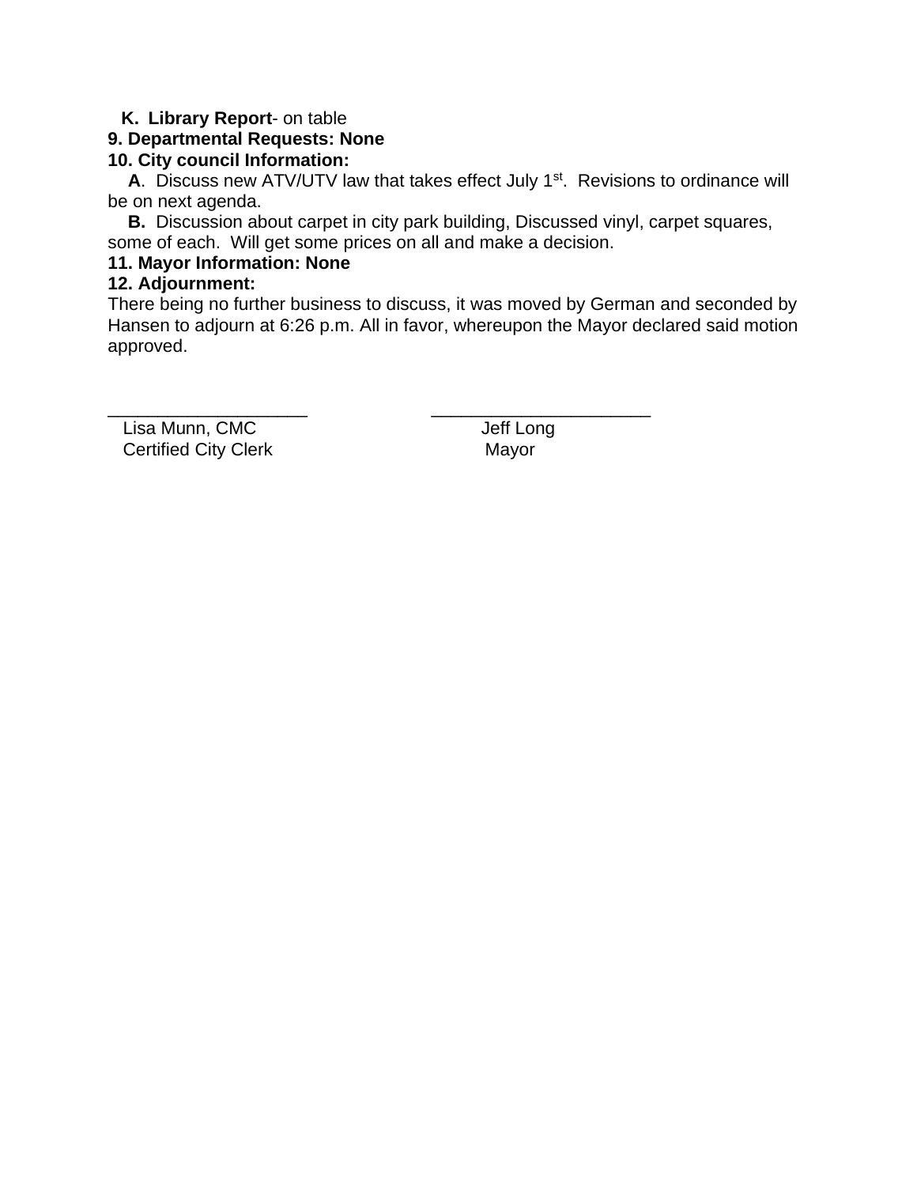**K. Library Report**- on table

**9. Departmental Requests: None**

**10. City council Information:**

**A**. Discuss new ATV/UTV law that takes effect July 1st. Revisions to ordinance will be on next agenda.

**B.** Discussion about carpet in city park building, Discussed vinyl, carpet squares, some of each. Will get some prices on all and make a decision.

**11. Mayor Information: None**

**12. Adjournment:**

There being no further business to discuss, it was moved by German and seconded by Hansen to adjourn at 6:26 p.m. All in favor, whereupon the Mayor declared said motion approved.

| | |
|---|---|
| ____________________ | ______________________ |
| Lisa Munn, CMC | Jeff Long |
| Certified City Clerk | Mayor |